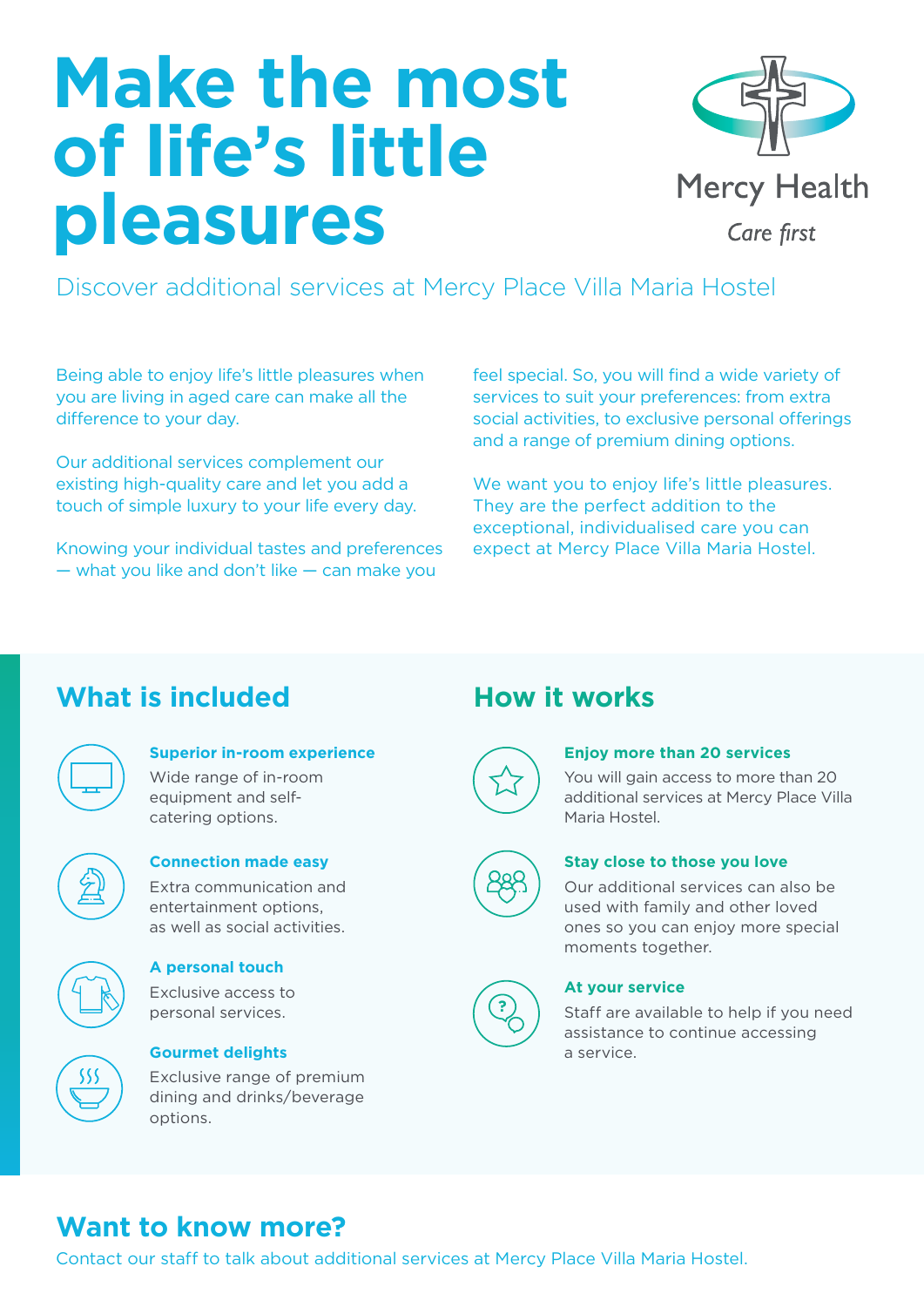# Make the most of life's little pleasures

Mercy Health

*Care first*

Discover additional services at Mercy Place Villa Maria Hostel

Being able to enjoy life's little pleasures when you are living in aged care can make all the difference to your day.

Our additional services complement our existing high-quality care and let you add a touch of simple luxury to your life every day.

Knowing your individual tastes and preferences — what you like and don't like — can make you feel special. So, you will find a wide variety of services to suit your preferences: from extra social activities, to exclusive personal offerings and a range of premium dining options.

We want you to enjoy life's little pleasures. They are the perfect addition to the exceptional, individualised care you can expect at Mercy Place Villa Maria Hostel.

## What is included

**Superior in-room experience**

Wide range of in-room equipment and self-catering options.

**Connection made easy**

Extra communication and entertainment options, as well as social activities.

**A personal touch**

Exclusive access to personal services.

**Gourmet delights**

Exclusive range of premium dining and drinks/beverage options.

## How it works

**Enjoy more than 20 services**

You will gain access to more than 20 additional services at Mercy Place Villa Maria Hostel.

**Stay close to those you love**

Our additional services can also be used with family and other loved ones so you can enjoy more special moments together.

**At your service**

Staff are available to help if you need assistance to continue accessing a service.

## Want to know more?

Contact our staff to talk about additional services at Mercy Place Villa Maria Hostel.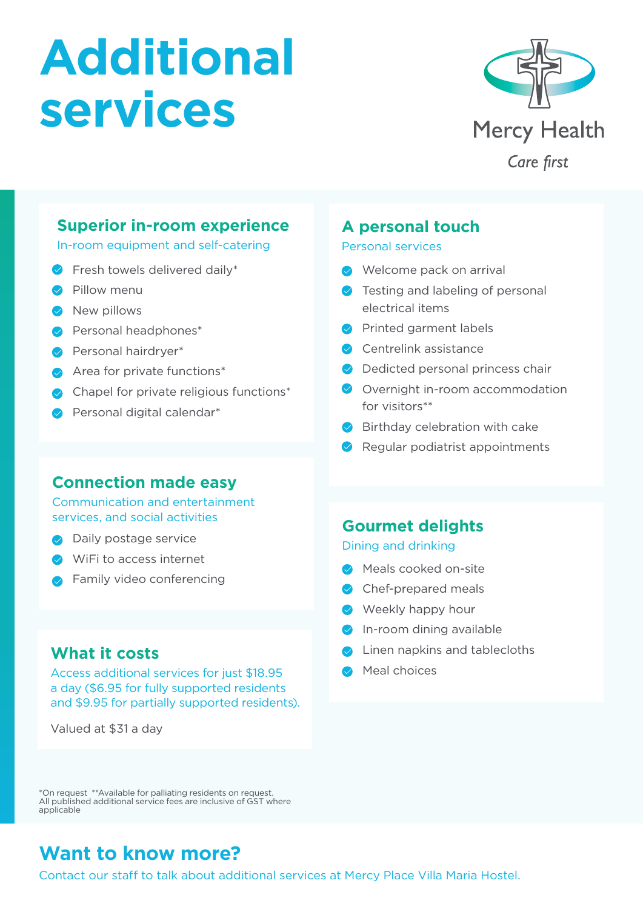# Additional services

Mercy Health
*Care first*

## Superior in-room experience

In-room equipment and self-catering

- Fresh towels delivered daily*
- Pillow menu
- New pillows
- Personal headphones*
- Personal hairdryer*
- Area for private functions*
- Chapel for private religious functions*
- Personal digital calendar*

## Connection made easy

Communication and entertainment services, and social activities

- Daily postage service
- WiFi to access internet
- Family video conferencing

## What it costs

Access additional services for just $18.95 a day ($6.95 for fully supported residents and $9.95 for partially supported residents).

Valued at $31 a day

## A personal touch

Personal services

- Welcome pack on arrival
- Testing and labeling of personal electrical items
- Printed garment labels
- Centrelink assistance
- Dedicted personal princess chair
- Overnight in-room accommodation for visitors**
- Birthday celebration with cake
- Regular podiatrist appointments

## Gourmet delights

Dining and drinking

- Meals cooked on-site
- Chef-prepared meals
- Weekly happy hour
- In-room dining available
- Linen napkins and tablecloths
- Meal choices

*On request **Available for palliating residents on request.
All published additional service fees are inclusive of GST where applicable

## Want to know more?

Contact our staff to talk about additional services at Mercy Place Villa Maria Hostel.